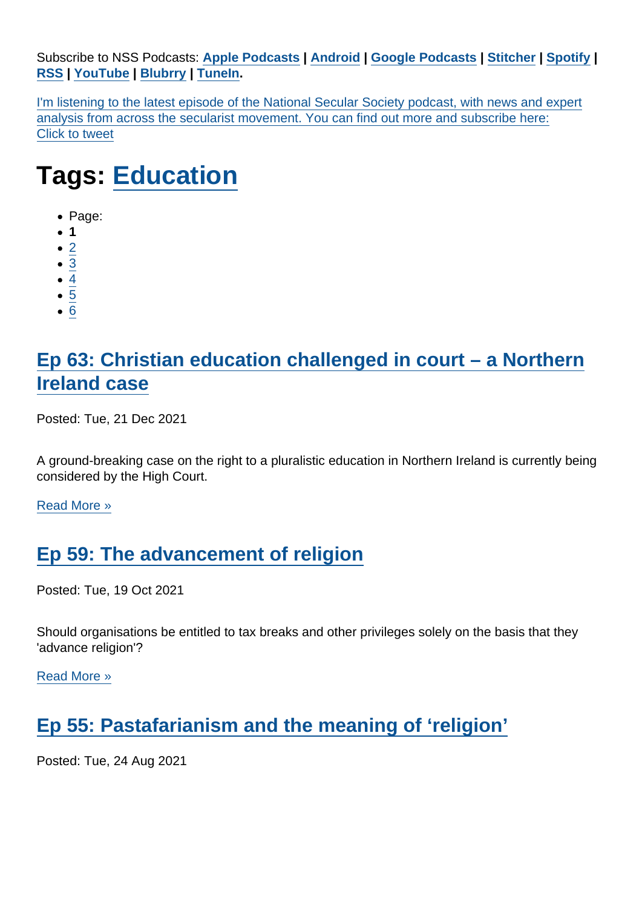Subscribe to NSS Podcasts: **Apple Podcasts** | **Android** | **Google Podcasts** | **Stitcher** | **Spotify** | **RSS** | **YouTube** | **Blubrry** | **TuneIn**.

I'm listening to the latest episode of the National Secular Society podcast, with news and expert analysis from across the secularist movement. You can find out more and subscribe here: Click to tweet

# Tags: Education

- Page:
- **1**
- 2
- 3
- 4
- 5
- 6

## Ep 63: Christian education challenged in court – a Northern Ireland case

Posted: Tue, 21 Dec 2021

A ground-breaking case on the right to a pluralistic education in Northern Ireland is currently being considered by the High Court.

Read More »

## Ep 59: The advancement of religion

Posted: Tue, 19 Oct 2021

Should organisations be entitled to tax breaks and other privileges solely on the basis that they 'advance religion'?

Read More »

## Ep 55: Pastafarianism and the meaning of 'religion'

Posted: Tue, 24 Aug 2021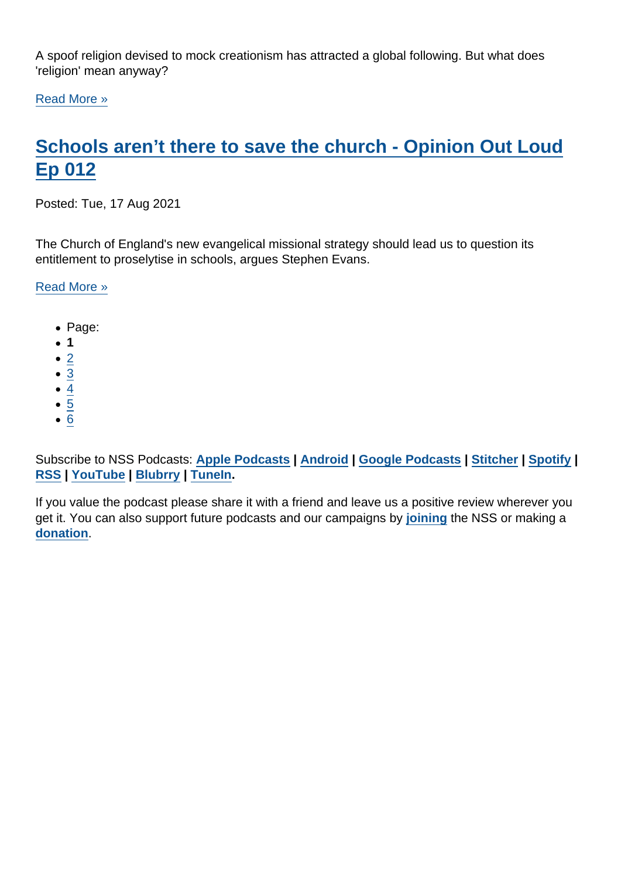A spoof religion devised to mock creationism has attracted a global following. But what does 'religion' mean anyway?

Read More »

## Schools aren't there to save the church - Opinion Out Loud Ep 012

Posted: Tue, 17 Aug 2021

The Church of England's new evangelical missional strategy should lead us to question its entitlement to proselytise in schools, argues Stephen Evans.

Read More »

- Page:
- **1**
- 2
- 3
- 4
- 5
- 6

Subscribe to NSS Podcasts: **Apple Podcasts** | **Android** | **Google Podcasts** | **Stitcher** | **Spotify** | **RSS** | **YouTube** | **Blubrry** | **TuneIn.**

If you value the podcast please share it with a friend and leave us a positive review wherever you get it. You can also support future podcasts and our campaigns by **joining** the NSS or making a **donation**.